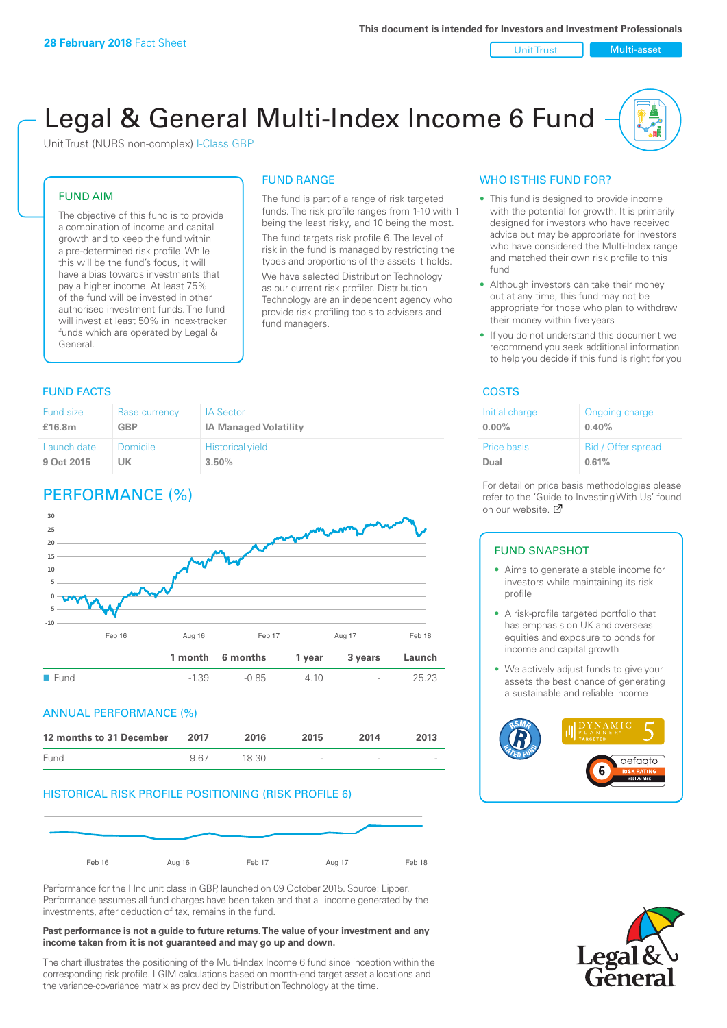**28 February 2018** Fact Sheet

This document is intended for Investors and Investment Professionals

Unit Trust | Multi-asset

# Legal & General Multi-Index Income 6 Fund

Unit Trust (NURS non-complex) I-Class GBP

## FUND AIM

The objective of this fund is to provide a combination of income and capital growth and to keep the fund within a pre-determined risk profile. While this will be the fund's focus, it will have a bias towards investments that pay a higher income. At least 75% of the fund will be invested in other authorised investment funds. The fund will invest at least 50% in index-tracker funds which are operated by Legal & General.

## FUND RANGE

The fund is part of a range of risk targeted funds. The risk profile ranges from 1-10 with 1 being the least risky, and 10 being the most.

The fund targets risk profile 6. The level of risk in the fund is managed by restricting the types and proportions of the assets it holds.

We have selected Distribution Technology as our current risk profiler. Distribution Technology are an independent agency who provide risk profiling tools to advisers and fund managers.

## WHO IS THIS FUND FOR?

- This fund is designed to provide income with the potential for growth. It is primarily designed for investors who have received advice but may be appropriate for investors who have considered the Multi-Index range and matched their own risk profile to this fund
- Although investors can take their money out at any time, this fund may not be appropriate for those who plan to withdraw their money within five years
- If you do not understand this document we recommend you seek additional information to help you decide if this fund is right for you

## FUND FACTS

| Fund size | Base currency | IA Sector |
|---|---|---|
| £16.8m | GBP | IA Managed Volatility |
| **Launch date** | **Domicile** | **Historical yield** |
| 9 Oct 2015 | UK | 3.50% |

## COSTS

| Initial charge | Ongoing charge |
|---|---|
| 0.00% | 0.40% |
| **Price basis** | **Bid / Offer spread** |
| Dual | 0.61% |

For detail on price basis methodologies please refer to the 'Guide to Investing With Us' found on our website.

## PERFORMANCE (%)

| | 1 month | 6 months | 1 year | 3 years | Launch |
|---|---|---|---|---|---|
| Fund | -1.39 | -0.85 | 4.10 | - | 25.23 |

## ANNUAL PERFORMANCE (%)

| 12 months to 31 December | 2017 | 2016 | 2015 | 2014 | 2013 |
|---|---|---|---|---|---|
| Fund | 9.67 | 18.30 | - | - | - |

## HISTORICAL RISK PROFILE POSITIONING (RISK PROFILE 6)

Performance for the I Inc unit class in GBP, launched on 09 October 2015. Source: Lipper. Performance assumes all fund charges have been taken and that all income generated by the investments, after deduction of tax, remains in the fund.

**Past performance is not a guide to future returns. The value of your investment and any income taken from it is not guaranteed and may go up and down.**

The chart illustrates the positioning of the Multi-Index Income 6 fund since inception within the corresponding risk profile. LGIM calculations based on month-end target asset allocations and the variance-covariance matrix as provided by Distribution Technology at the time.

## FUND SNAPSHOT

- Aims to generate a stable income for investors while maintaining its risk profile
- A risk-profile targeted portfolio that has emphasis on UK and overseas equities and exposure to bonds for income and capital growth
- We actively adjust funds to give your assets the best chance of generating a sustainable and reliable income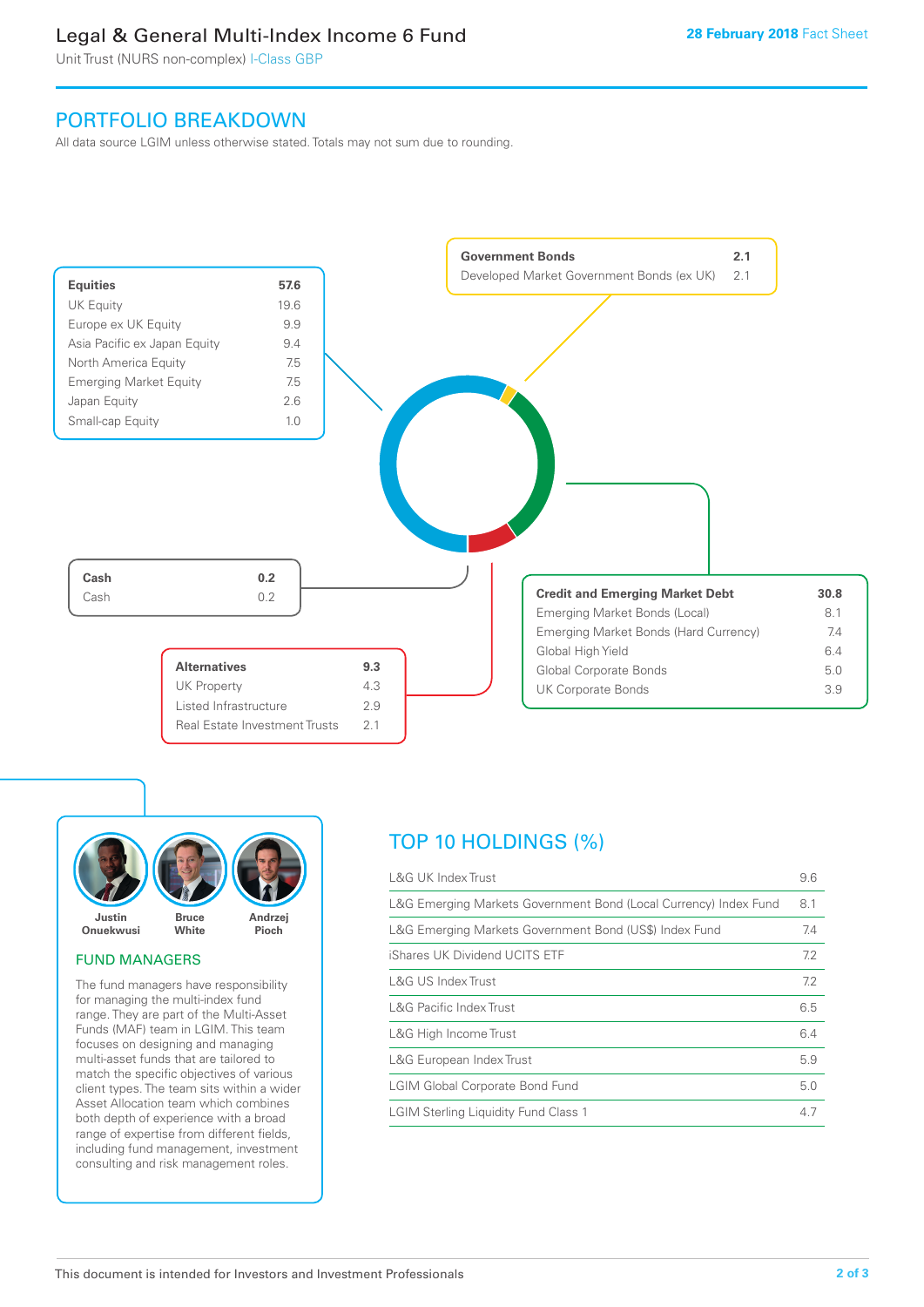# Legal & General Multi-Index Income 6 Fund

Unit Trust (NURS non-complex) I-Class GBP

**28 February 2018** Fact Sheet

## PORTFOLIO BREAKDOWN

All data source LGIM unless otherwise stated. Totals may not sum due to rounding.

| **Equities** | **57.6** |
|---|---|
| UK Equity | 19.6 |
| Europe ex UK Equity | 9.9 |
| Asia Pacific ex Japan Equity | 9.4 |
| North America Equity | 7.5 |
| Emerging Market Equity | 7.5 |
| Japan Equity | 2.6 |
| Small-cap Equity | 1.0 |

| **Government Bonds** | **2.1** |
|---|---|
| Developed Market Government Bonds (ex UK) | 2.1 |

| **Cash** | **0.2** |
|---|---|
| Cash | 0.2 |

| **Alternatives** | **9.3** |
|---|---|
| UK Property | 4.3 |
| Listed Infrastructure | 2.9 |
| Real Estate Investment Trusts | 2.1 |

| **Credit and Emerging Market Debt** | **30.8** |
|---|---|
| Emerging Market Bonds (Local) | 8.1 |
| Emerging Market Bonds (Hard Currency) | 7.4 |
| Global High Yield | 6.4 |
| Global Corporate Bonds | 5.0 |
| UK Corporate Bonds | 3.9 |

Justin Onuekwusi, Bruce White, Andrzej Pioch

### FUND MANAGERS

The fund managers have responsibility for managing the multi-index fund range. They are part of the Multi-Asset Funds (MAF) team in LGIM. This team focuses on designing and managing multi-asset funds that are tailored to match the specific objectives of various client types. The team sits within a wider Asset Allocation team which combines both depth of experience with a broad range of expertise from different fields, including fund management, investment consulting and risk management roles.

## TOP 10 HOLDINGS (%)

| Holding | % |
|---|---|
| L&G UK Index Trust | 9.6 |
| L&G Emerging Markets Government Bond (Local Currency) Index Fund | 8.1 |
| L&G Emerging Markets Government Bond (US$) Index Fund | 7.4 |
| iShares UK Dividend UCITS ETF | 7.2 |
| L&G US Index Trust | 7.2 |
| L&G Pacific Index Trust | 6.5 |
| L&G High Income Trust | 6.4 |
| L&G European Index Trust | 5.9 |
| LGIM Global Corporate Bond Fund | 5.0 |
| LGIM Sterling Liquidity Fund Class 1 | 4.7 |

This document is intended for Investors and Investment Professionals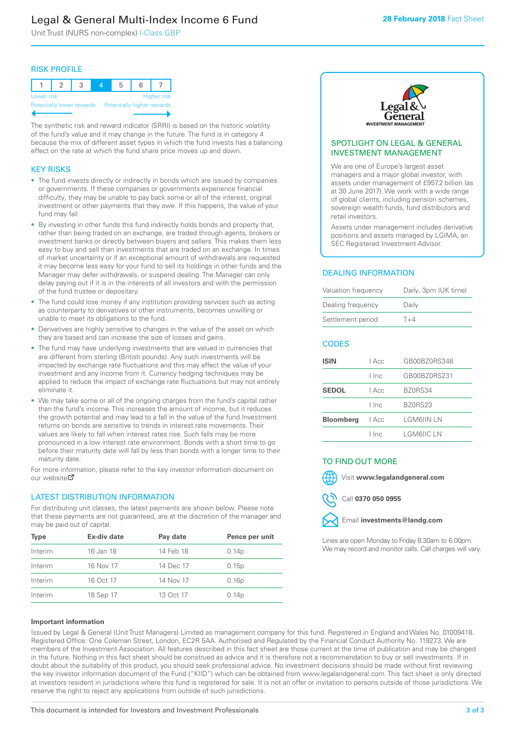# Legal & General Multi-Index Income 6 Fund

Unit Trust (NURS non-complex) I-Class GBP

**28 February 2018** Fact Sheet

## RISK PROFILE

| 1 | 2 | 3 | 4 | 5 | 6 | 7 |
|---|---|---|---|---|---|---|

Lower risk — Higher risk

Potentially lower rewards — Potentially higher rewards

The synthetic risk and reward indicator (SRRI) is based on the historic volatility of the fund's value and it may change in the future. The fund is in category 4 because the mix of different asset types in which the fund invests has a balancing effect on the rate at which the fund share price moves up and down.

## KEY RISKS

- The fund invests directly or indirectly in bonds which are issued by companies or governments. If these companies or governments experience financial difficulty, they may be unable to pay back some or all of the interest, original investment or other payments that they owe. If this happens, the value of your fund may fall.
- By investing in other funds this fund indirectly holds bonds and property that, rather than being traded on an exchange, are traded through agents, brokers or investment banks or directly between buyers and sellers. This makes them less easy to buy and sell than investments that are traded on an exchange. In times of market uncertainty or if an exceptional amount of withdrawals are requested it may become less easy for your fund to sell its holdings in other funds and the Manager may defer withdrawals, or suspend dealing. The Manager can only delay paying out if it is in the interests of all investors and with the permission of the fund trustee or depositary.
- The fund could lose money if any institution providing services such as acting as counterparty to derivatives or other instruments, becomes unwilling or unable to meet its obligations to the fund.
- Derivatives are highly sensitive to changes in the value of the asset on which they are based and can increase the size of losses and gains.
- The fund may have underlying investments that are valued in currencies that are different from sterling (British pounds). Any such investments will be impacted by exchange rate fluctuations and this may affect the value of your investment and any income from it. Currency hedging techniques may be applied to reduce the impact of exchange rate fluctuations but may not entirely eliminate it.
- We may take some or all of the ongoing charges from the fund's capital rather than the fund's income. This increases the amount of income, but it reduces the growth potential and may lead to a fall in the value of the fund.Investment returns on bonds are sensitive to trends in interest rate movements. Their values are likely to fall when interest rates rise. Such falls may be more pronounced in a low interest rate environment. Bonds with a short time to go before their maturity date will fall by less than bonds with a longer time to their maturity date.

For more information, please refer to the key investor information document on our website

## LATEST DISTRIBUTION INFORMATION

For distributing unit classes, the latest payments are shown below. Please note that these payments are not guaranteed, are at the discretion of the manager and may be paid out of capital.

| Type | Ex-div date | Pay date | Pence per unit |
|---|---|---|---|
| Interim | 16 Jan 18 | 14 Feb 18 | 0.14p |
| Interim | 16 Nov 17 | 14 Dec 17 | 0.15p |
| Interim | 16 Oct 17 | 14 Nov 17 | 0.16p |
| Interim | 18 Sep 17 | 13 Oct 17 | 0.14p |

## SPOTLIGHT ON LEGAL & GENERAL INVESTMENT MANAGEMENT

We are one of Europe's largest asset managers and a major global investor, with assets under management of £957.2 billion (as at 30 June 2017). We work with a wide range of global clients, including pension schemes, sovereign wealth funds, fund distributors and retail investors.

Assets under management includes derivative positions and assets managed by LGIMA, an SEC Registered Investment Advisor.

## DEALING INFORMATION

| | |
|---|---|
| Valuation frequency | Daily, 3pm (UK time) |
| Dealing frequency | Daily |
| Settlement period | T+4 |

## CODES

| | | |
|---|---|---|
| **ISIN** | I Acc | GB00BZ0RS348 |
| | I Inc | GB00BZ0RS231 |
| **SEDOL** | I Acc | BZ0RS34 |
| | I Inc | BZ0RS23 |
| **Bloomberg** | I Acc | LGM6IIN LN |
| | I Inc | LGM6IIC LN |

## TO FIND OUT MORE

Visit **www.legalandgeneral.com**

Call **0370 050 0955**

Email **investments@landg.com**

Lines are open Monday to Friday 8.30am to 6.00pm. We may record and monitor calls. Call charges will vary.

### Important information

Issued by Legal & General (Unit Trust Managers) Limited as management company for this fund. Registered in England and Wales No. 01009418. Registered Office: One Coleman Street, London, EC2R 5AA. Authorised and Regulated by the Financial Conduct Authority No. 119273. We are members of the Investment Association. All features described in this fact sheet are those current at the time of publication and may be changed in the future. Nothing in this fact sheet should be construed as advice and it is therefore not a recommendation to buy or sell investments. If in doubt about the suitability of this product, you should seek professional advice. No investment decisions should be made without first reviewing the key investor information document of the Fund ("KIID") which can be obtained from www.legalandgeneral.com. This fact sheet is only directed at investors resident in jurisdictions where this fund is registered for sale. It is not an offer or invitation to persons outside of those jurisdictions. We reserve the right to reject any applications from outside of such jurisdictions.

This document is intended for Investors and Investment Professionals